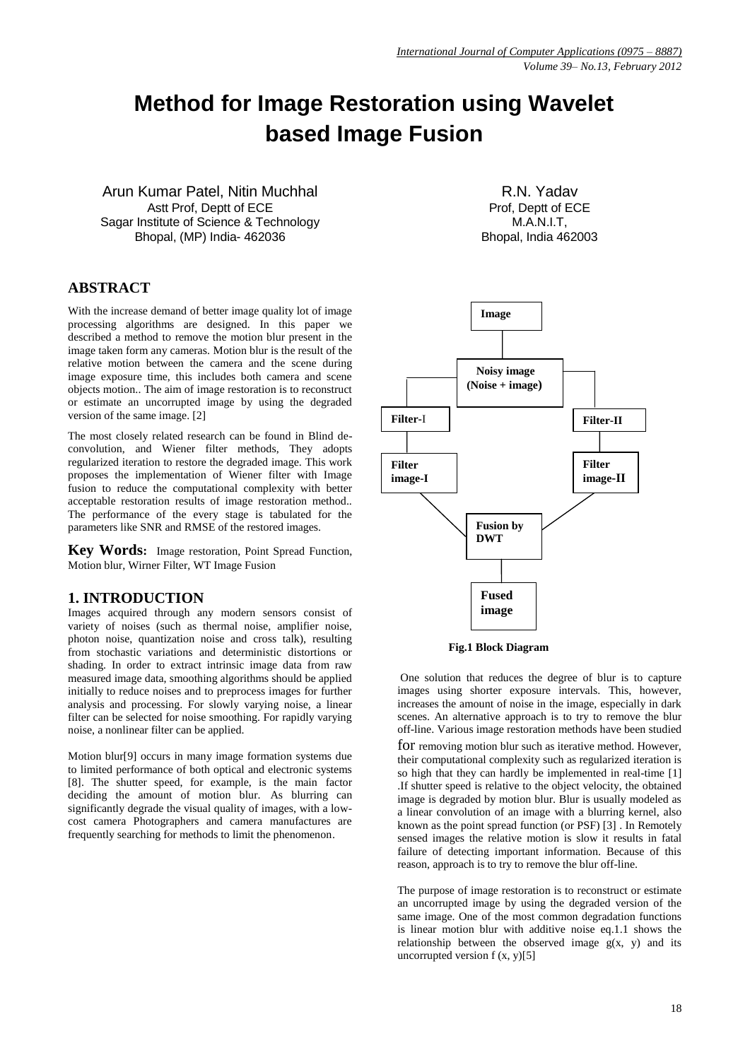# Method for Image Restoration using Wavelet based Image Fusion

Arun Kumar Patel, Nitin Muchhal
Astt Prof, Deptt of ECE
Sagar Institute of Science & Technology
Bhopal, (MP) India- 462036

R.N. Yadav
Prof, Deptt of ECE
M.A.N.I.T,
Bhopal, India 462003

## ABSTRACT

With the increase demand of better image quality lot of image processing algorithms are designed. In this paper we described a method to remove the motion blur present in the image taken form any cameras. Motion blur is the result of the relative motion between the camera and the scene during image exposure time, this includes both camera and scene objects motion.. The aim of image restoration is to reconstruct or estimate an uncorrupted image by using the degraded version of the same image. [2]

The most closely related research can be found in Blind de-convolution, and Wiener filter methods, They adopts regularized iteration to restore the degraded image. This work proposes the implementation of Wiener filter with Image fusion to reduce the computational complexity with better acceptable restoration results of image restoration method.. The performance of the every stage is tabulated for the parameters like SNR and RMSE of the restored images.

**Key Words:** Image restoration, Point Spread Function, Motion blur, Wirner Filter, WT Image Fusion

## 1. INTRODUCTION

Images acquired through any modern sensors consist of variety of noises (such as thermal noise, amplifier noise, photon noise, quantization noise and cross talk), resulting from stochastic variations and deterministic distortions or shading. In order to extract intrinsic image data from raw measured image data, smoothing algorithms should be applied initially to reduce noises and to preprocess images for further analysis and processing. For slowly varying noise, a linear filter can be selected for noise smoothing. For rapidly varying noise, a nonlinear filter can be applied.

Motion blur[9] occurs in many image formation systems due to limited performance of both optical and electronic systems [8]. The shutter speed, for example, is the main factor deciding the amount of motion blur. As blurring can significantly degrade the visual quality of images, with a low-cost camera Photographers and camera manufactures are frequently searching for methods to limit the phenomenon.

Image

Noisy image (Noise + image)

Filter-I

Filter-II

Filter image-I

Filter image-II

Fusion by DWT

Fused image

**Fig.1 Block Diagram**

One solution that reduces the degree of blur is to capture images using shorter exposure intervals. This, however, increases the amount of noise in the image, especially in dark scenes. An alternative approach is to try to remove the blur off-line. Various image restoration methods have been studied for removing motion blur such as iterative method. However, their computational complexity such as regularized iteration is so high that they can hardly be implemented in real-time [1] .If shutter speed is relative to the object velocity, the obtained image is degraded by motion blur. Blur is usually modeled as a linear convolution of an image with a blurring kernel, also known as the point spread function (or PSF) [3] . In Remotely sensed images the relative motion is slow it results in fatal failure of detecting important information. Because of this reason, approach is to try to remove the blur off-line.

The purpose of image restoration is to reconstruct or estimate an uncorrupted image by using the degraded version of the same image. One of the most common degradation functions is linear motion blur with additive noise eq.1.1 shows the relationship between the observed image $g(x, y)$ and its uncorrupted version $f(x, y)$[5]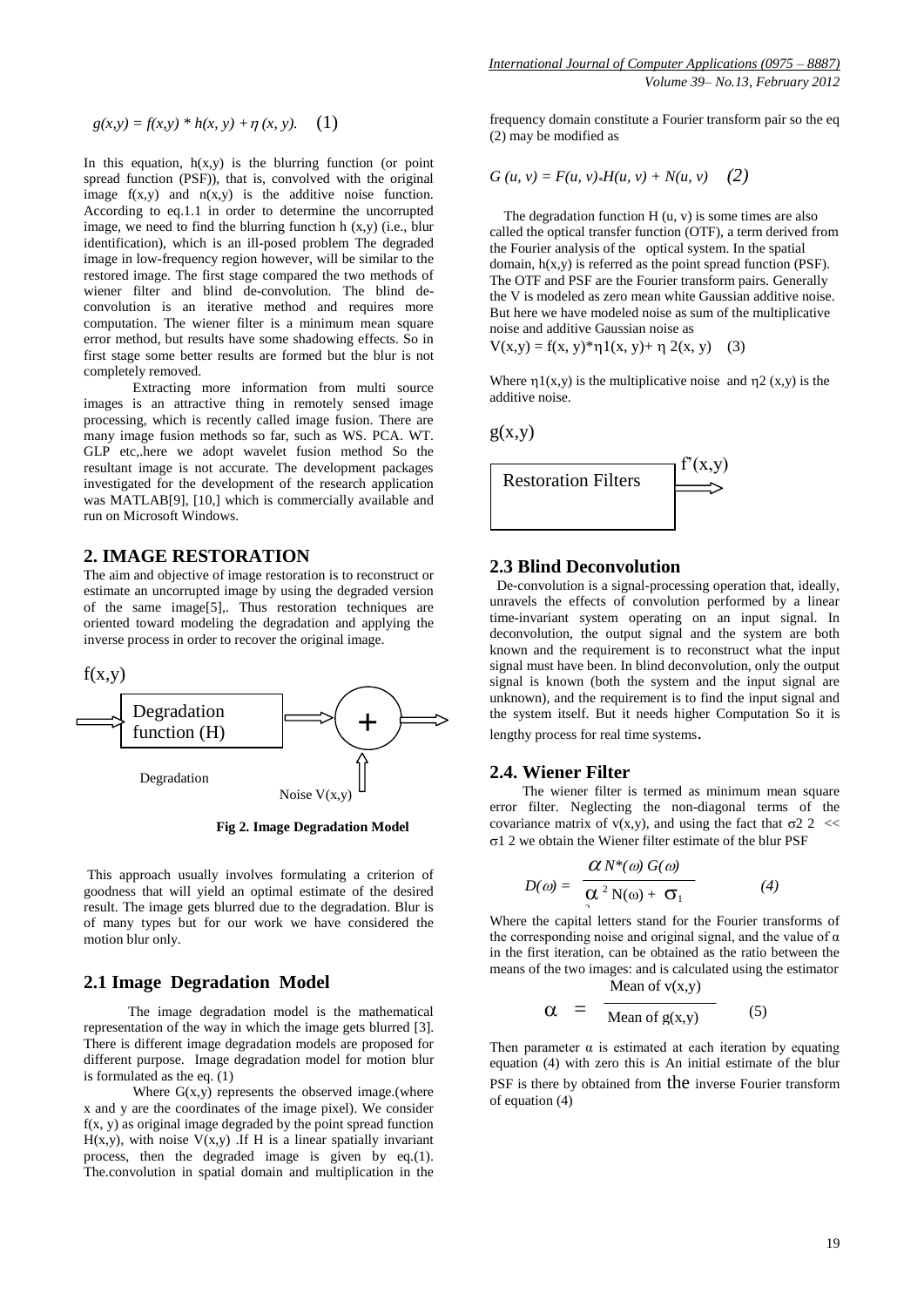$$g(x,y) = f(x,y) * h(x, y) + \eta (x, y). \quad (1)$$

In this equation, $h(x,y)$ is the blurring function (or point spread function (PSF)), that is, convolved with the original image $f(x,y)$ and $n(x,y)$ is the additive noise function. According to eq.1.1 in order to determine the uncorrupted image, we need to find the blurring function $h(x,y)$ (i.e., blur identification), which is an ill-posed problem The degraded image in low-frequency region however, will be similar to the restored image. The first stage compared the two methods of wiener filter and blind de-convolution. The blind de-convolution is an iterative method and requires more computation. The wiener filter is a minimum mean square error method, but results have some shadowing effects. So in first stage some better results are formed but the blur is not completely removed.

Extracting more information from multi source images is an attractive thing in remotely sensed image processing, which is recently called image fusion. There are many image fusion methods so far, such as WS. PCA. WT. GLP etc,.here we adopt wavelet fusion method So the resultant image is not accurate. The development packages investigated for the development of the research application was MATLAB[9], [10,] which is commercially available and run on Microsoft Windows.

## 2. IMAGE RESTORATION

The aim and objective of image restoration is to reconstruct or estimate an uncorrupted image by using the degraded version of the same image[5],. Thus restoration techniques are oriented toward modeling the degradation and applying the inverse process in order to recover the original image.

f(x,y)

Degradation function (H)

+

Degradation

Noise V(x,y)

**Fig 2. Image Degradation Model**

This approach usually involves formulating a criterion of goodness that will yield an optimal estimate of the desired result. The image gets blurred due to the degradation. Blur is of many types but for our work we have considered the motion blur only.

## 2.1 Image Degradation Model

The image degradation model is the mathematical representation of the way in which the image gets blurred [3]. There is different image degradation models are proposed for different purpose. Image degradation model for motion blur is formulated as the eq. (1)

Where $G(x,y)$ represents the observed image.(where x and y are the coordinates of the image pixel). We consider $f(x, y)$ as original image degraded by the point spread function $H(x,y)$, with noise $V(x,y)$ .If H is a linear spatially invariant process, then the degraded image is given by eq.(1). The.convolution in spatial domain and multiplication in the frequency domain constitute a Fourier transform pair so the eq (2) may be modified as

$$G(u, v) = F(u, v)*H(u, v) + N(u, v) \quad (2)$$

The degradation function H (u, v) is some times are also called the optical transfer function (OTF), a term derived from the Fourier analysis of the optical system. In the spatial domain, $h(x,y)$ is referred as the point spread function (PSF). The OTF and PSF are the Fourier transform pairs. Generally the V is modeled as zero mean white Gaussian additive noise. But here we have modeled noise as sum of the multiplicative noise and additive Gaussian noise as

$$V(x,y) = f(x, y)*\eta 1(x, y)+ \eta 2(x, y) \quad (3)$$

Where $\eta 1(x,y)$ is the multiplicative noise and $\eta 2 (x,y)$ is the additive noise.

g(x,y)

Restoration Filters

f'(x,y)

## 2.3 Blind Deconvolution

De-convolution is a signal-processing operation that, ideally, unravels the effects of convolution performed by a linear time-invariant system operating on an input signal. In deconvolution, the output signal and the system are both known and the requirement is to reconstruct what the input signal must have been. In blind deconvolution, only the output signal is known (both the system and the input signal are unknown), and the requirement is to find the input signal and the system itself. But it needs higher Computation So it is lengthy process for real time systems.

## 2.4. Wiener Filter

The wiener filter is termed as minimum mean square error filter. Neglecting the non-diagonal terms of the covariance matrix of $v(x,y)$, and using the fact that $\sigma 2\ 2 << \sigma 1\ 2$ we obtain the Wiener filter estimate of the blur PSF

$$D(\omega) = \frac{\alpha N^*(\omega)\, G(\omega)}{\alpha^2 N(\omega) + \sigma_1} \quad (4)$$

Where the capital letters stand for the Fourier transforms of the corresponding noise and original signal, and the value of $\alpha$ in the first iteration, can be obtained as the ratio between the means of the two images: and is calculated using the estimator

$$\alpha = \frac{\text{Mean of } v(x,y)}{\text{Mean of } g(x,y)} \quad (5)$$

Then parameter $\alpha$ is estimated at each iteration by equating equation (4) with zero this is An initial estimate of the blur PSF is there by obtained from the inverse Fourier transform of equation (4)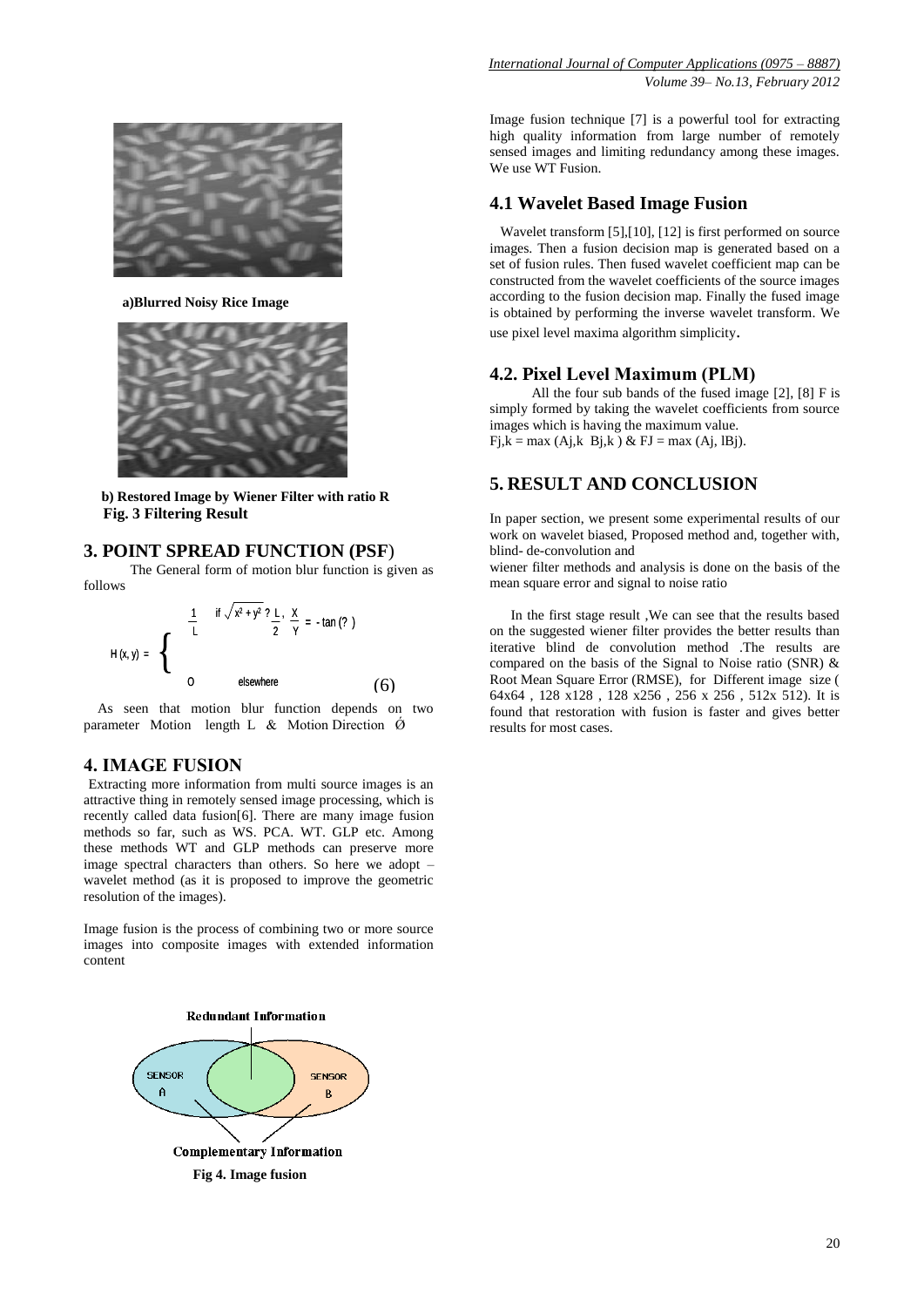a)Blurred Noisy Rice Image

b) Restored Image by Wiener Filter with ratio R

**Fig. 3 Filtering Result**

## 3. POINT SPREAD FUNCTION (PSF)

The General form of motion blur function is given as follows

$$H(x, y) = \begin{cases} \frac{1}{L} & \text{if } \sqrt{x^2 + y^2} ? \frac{L}{2}, \frac{X}{Y} = -\tan(?) \\ 0 & \text{elsewhere} \end{cases} \quad (6)$$

As seen that motion blur function depends on two parameter Motion length L & Motion Direction Ǿ

## 4. IMAGE FUSION

Extracting more information from multi source images is an attractive thing in remotely sensed image processing, which is recently called data fusion[6]. There are many image fusion methods so far, such as WS. PCA. WT. GLP etc. Among these methods WT and GLP methods can preserve more image spectral characters than others. So here we adopt – wavelet method (as it is proposed to improve the geometric resolution of the images).

Image fusion is the process of combining two or more source images into composite images with extended information content

Redundant Information

SENSOR A

SENSOR B

Complementary Information

**Fig 4. Image fusion**

Image fusion technique [7] is a powerful tool for extracting high quality information from large number of remotely sensed images and limiting redundancy among these images. We use WT Fusion.

### 4.1 Wavelet Based Image Fusion

Wavelet transform [5],[10], [12] is first performed on source images. Then a fusion decision map is generated based on a set of fusion rules. Then fused wavelet coefficient map can be constructed from the wavelet coefficients of the source images according to the fusion decision map. Finally the fused image is obtained by performing the inverse wavelet transform. We use pixel level maxima algorithm simplicity.

### 4.2. Pixel Level Maximum (PLM)

All the four sub bands of the fused image [2], [8] F is simply formed by taking the wavelet coefficients from source images which is having the maximum value.

$F_{j,k} = \max(A_{j,k}\ B_{j,k})$ & $F_J = \max(A_j, lB_j)$.

## 5. RESULT AND CONCLUSION

In paper section, we present some experimental results of our work on wavelet biased, Proposed method and, together with, blind- de-convolution and

wiener filter methods and analysis is done on the basis of the mean square error and signal to noise ratio

In the first stage result ,We can see that the results based on the suggested wiener filter provides the better results than iterative blind de convolution method .The results are compared on the basis of the Signal to Noise ratio (SNR) & Root Mean Square Error (RMSE), for Different image size ( 64x64 , 128 x128 , 128 x256 , 256 x 256 , 512x 512). It is found that restoration with fusion is faster and gives better results for most cases.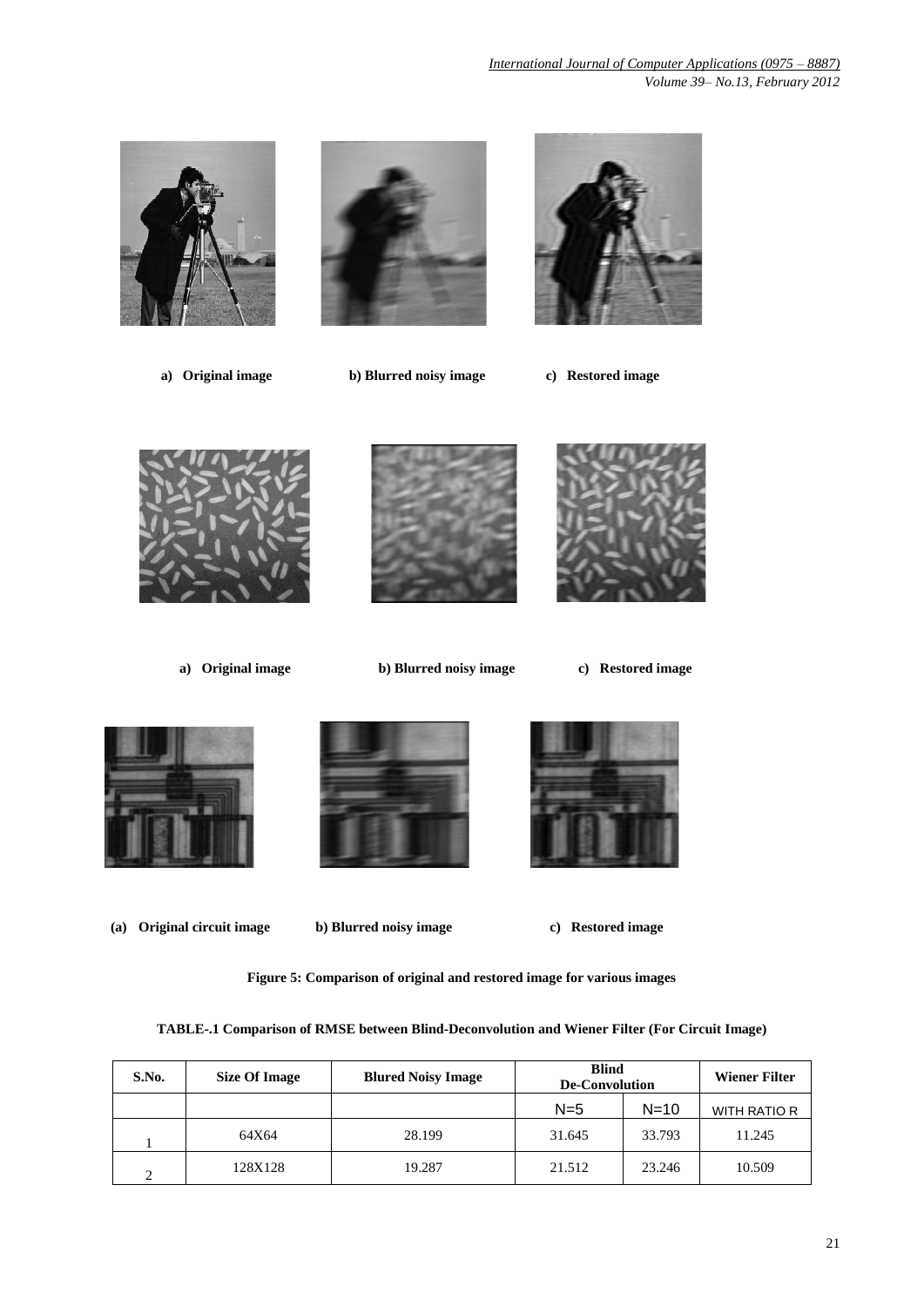a) Original image b) Blurred noisy image c) Restored image

a) Original image b) Blurred noisy image c) Restored image

(a) Original circuit image b) Blurred noisy image c) Restored image

**Figure 5: Comparison of original and restored image for various images**

**TABLE-.1 Comparison of RMSE between Blind-Deconvolution and Wiener Filter (For Circuit Image)**

| S.No. | Size Of Image | Blured Noisy Image | Blind De-Convolution | | Wiener Filter |
|---|---|---|---|---|---|
| | | | N=5 | N=10 | WITH RATIO R |
| 1 | 64X64 | 28.199 | 31.645 | 33.793 | 11.245 |
| 2 | 128X128 | 19.287 | 21.512 | 23.246 | 10.509 |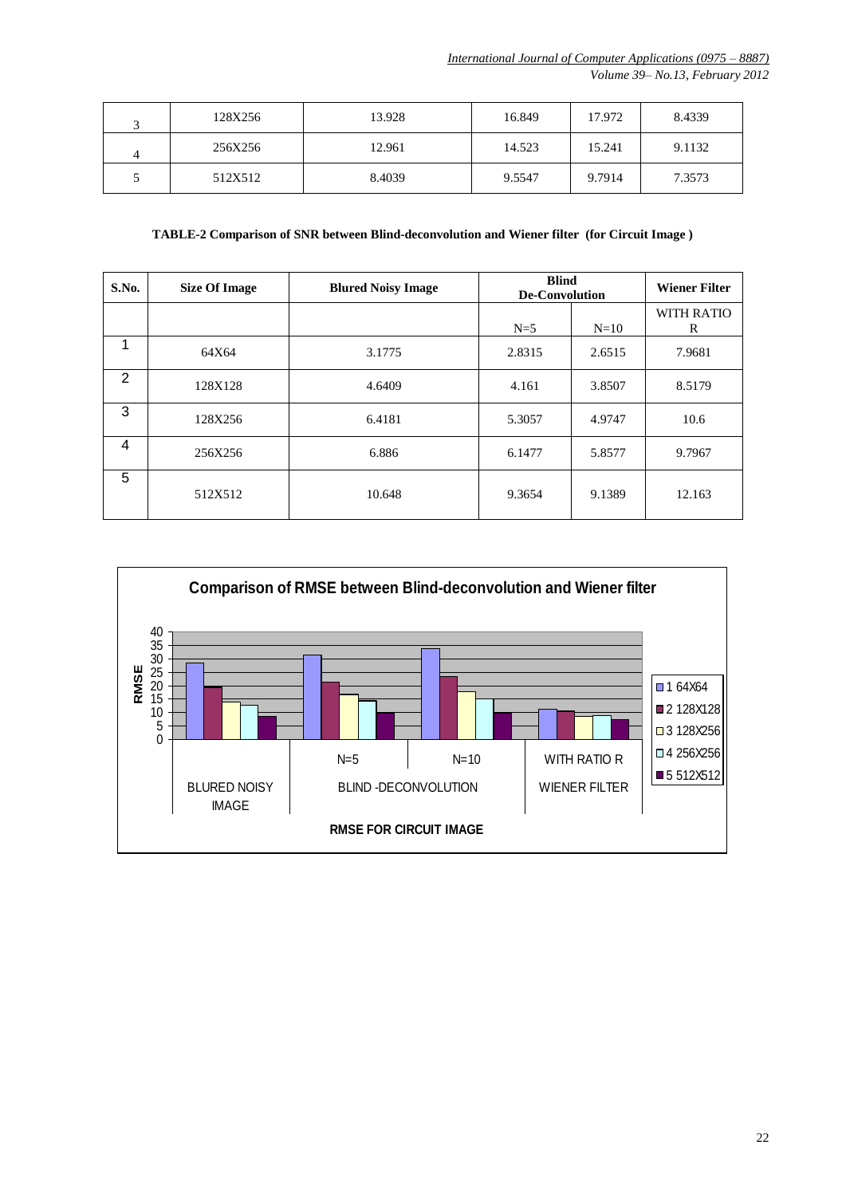| | | | | | |
|---|---|---|---|---|---|
| 3 | 128X256 | 13.928 | 16.849 | 17.972 | 8.4339 |
| 4 | 256X256 | 12.961 | 14.523 | 15.241 | 9.1132 |
| 5 | 512X512 | 8.4039 | 9.5547 | 9.7914 | 7.3573 |

**TABLE-2 Comparison of SNR between Blind-deconvolution and Wiener filter (for Circuit Image )**

| S.No. | Size Of Image | Blured Noisy Image | Blind De-Convolution | | Wiener Filter |
|---|---|---|---|---|---|
| | | | N=5 | N=10 | WITH RATIO R |
| 1 | 64X64 | 3.1775 | 2.8315 | 2.6515 | 7.9681 |
| 2 | 128X128 | 4.6409 | 4.161 | 3.8507 | 8.5179 |
| 3 | 128X256 | 6.4181 | 5.3057 | 4.9747 | 10.6 |
| 4 | 256X256 | 6.886 | 6.1477 | 5.8577 | 9.7967 |
| 5 | 512X512 | 10.648 | 9.3654 | 9.1389 | 12.163 |

**Comparison of RMSE between Blind-deconvolution and Wiener filter**

RMSE

40
35
30
25
20
15
10
5
0

BLURED NOISY IMAGE
N=5
N=10
BLIND -DECONVOLUTION
WITH RATIO R
WIENER FILTER

1 64X64
2 128X128
3 128X256
4 256X256
5 512X512

**RMSE FOR CIRCUIT IMAGE**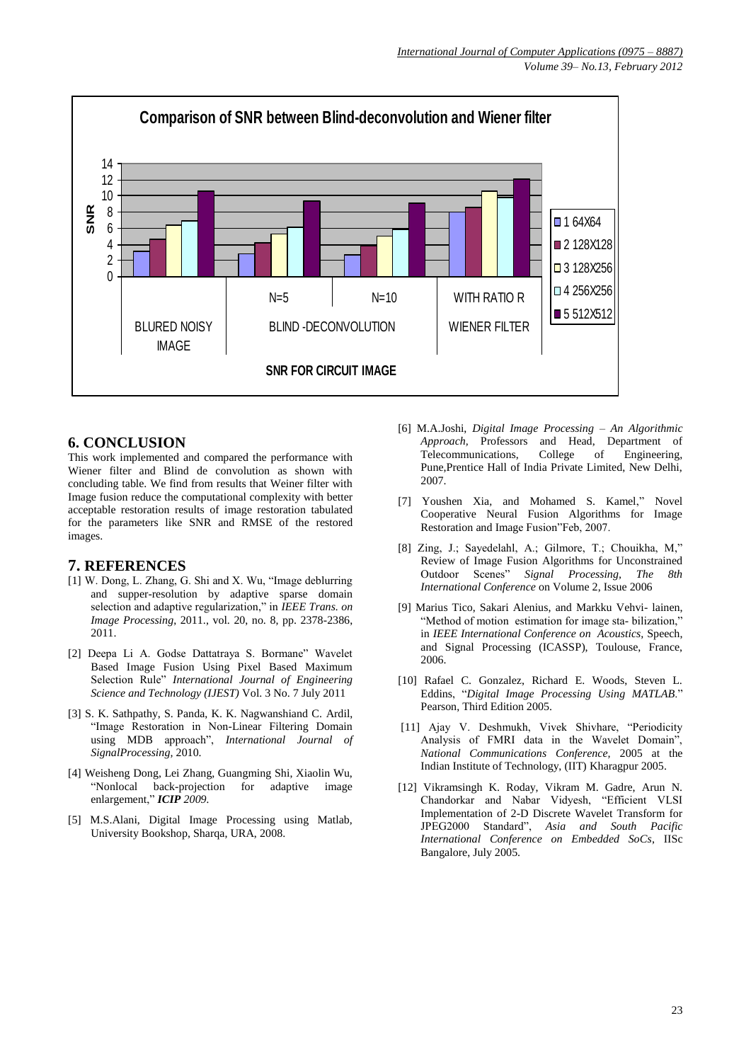Comparison of SNR between Blind-deconvolution and Wiener filter

SNR

14
12
10
8
6
4
2
0

BLURED NOISY IMAGE

BLIND -DECONVOLUTION

N=5

N=10

WIENER FILTER

WITH RATIO R

1 64X64
2 128X128
3 128X256
4 256X256
5 512X512

SNR FOR CIRCUIT IMAGE

## 6. CONCLUSION

This work implemented and compared the performance with Wiener filter and Blind de convolution as shown with concluding table. We find from results that Weiner filter with Image fusion reduce the computational complexity with better acceptable restoration results of image restoration tabulated for the parameters like SNR and RMSE of the restored images.

## 7. REFERENCES

[1] W. Dong, L. Zhang, G. Shi and X. Wu, "Image deblurring and supper-resolution by adaptive sparse domain selection and adaptive regularization," in *IEEE Trans. on Image Processing*, 2011., vol. 20, no. 8, pp. 2378-2386, 2011.

[2] Deepa Li A. Godse Dattatraya S. Bormane" Wavelet Based Image Fusion Using Pixel Based Maximum Selection Rule" *International Journal of Engineering Science and Technology (IJEST)* Vol. 3 No. 7 July 2011

[3] S. K. Sathpathy, S. Panda, K. K. Nagwanshiand C. Ardil, "Image Restoration in Non-Linear Filtering Domain using MDB approach", *International Journal of SignalProcessing*, 2010.

[4] Weisheng Dong, Lei Zhang, Guangming Shi, Xiaolin Wu, "Nonlocal back-projection for adaptive image enlargement," ***ICIP** 2009.*

[5] M.S.Alani, Digital Image Processing using Matlab, University Bookshop, Sharqa, URA, 2008.

[6] M.A.Joshi, *Digital Image Processing – An Algorithmic Approach*, Professors and Head, Department of Telecommunications, College of Engineering, Pune,Prentice Hall of India Private Limited, New Delhi, 2007.

[7] Youshen Xia, and Mohamed S. Kamel," Novel Cooperative Neural Fusion Algorithms for Image Restoration and Image Fusion"Feb, 2007.

[8] Zing, J.; Sayedelahl, A.; Gilmore, T.; Chouikha, M," Review of Image Fusion Algorithms for Unconstrained Outdoor Scenes" *Signal Processing, The 8th International Conference* on Volume 2, Issue 2006

[9] Marius Tico, Sakari Alenius, and Markku Vehvi- lainen, "Method of motion estimation for image sta- bilization," in *IEEE International Conference on Acoustics*, Speech, and Signal Processing (ICASSP), Toulouse, France, 2006.

[10] Rafael C. Gonzalez, Richard E. Woods, Steven L. Eddins, "*Digital Image Processing Using MATLAB.*" Pearson, Third Edition 2005.

[11] Ajay V. Deshmukh, Vivek Shivhare, "Periodicity Analysis of FMRI data in the Wavelet Domain", *National Communications Conference,* 2005 at the Indian Institute of Technology, (IIT) Kharagpur 2005.

[12] Vikramsingh K. Roday, Vikram M. Gadre, Arun N. Chandorkar and Nabar Vidyesh, "Efficient VLSI Implementation of 2-D Discrete Wavelet Transform for JPEG2000 Standard", *Asia and South Pacific International Conference on Embedded SoCs*, IISc Bangalore, July 2005.